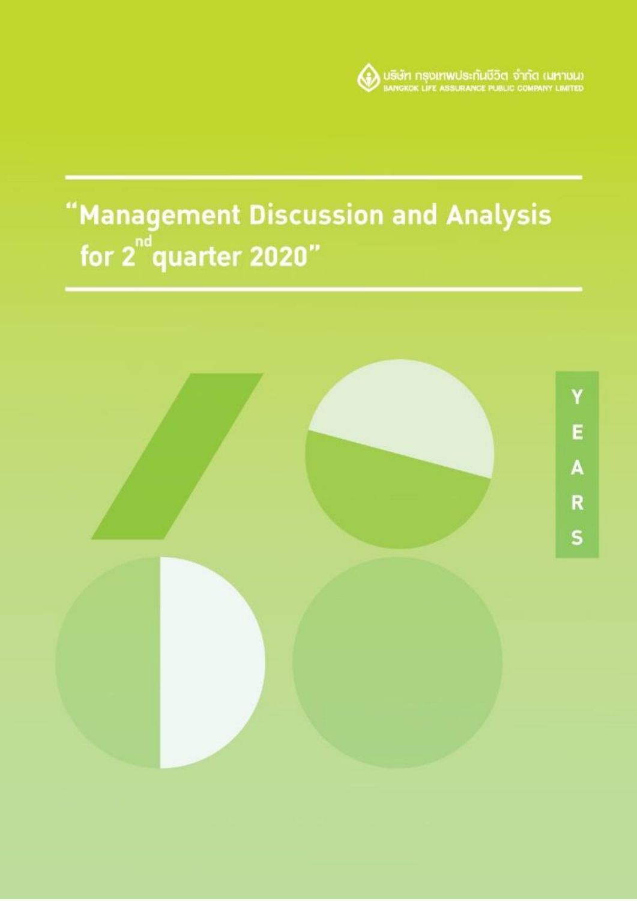บริษัท กรุงเทพประกันชีวิต จำกัด (มหาชน)
BANGKOK LIFE ASSURANCE PUBLIC COMPANY LIMITED

# "Management Discussion and Analysis for 2nd quarter 2020"

YEARS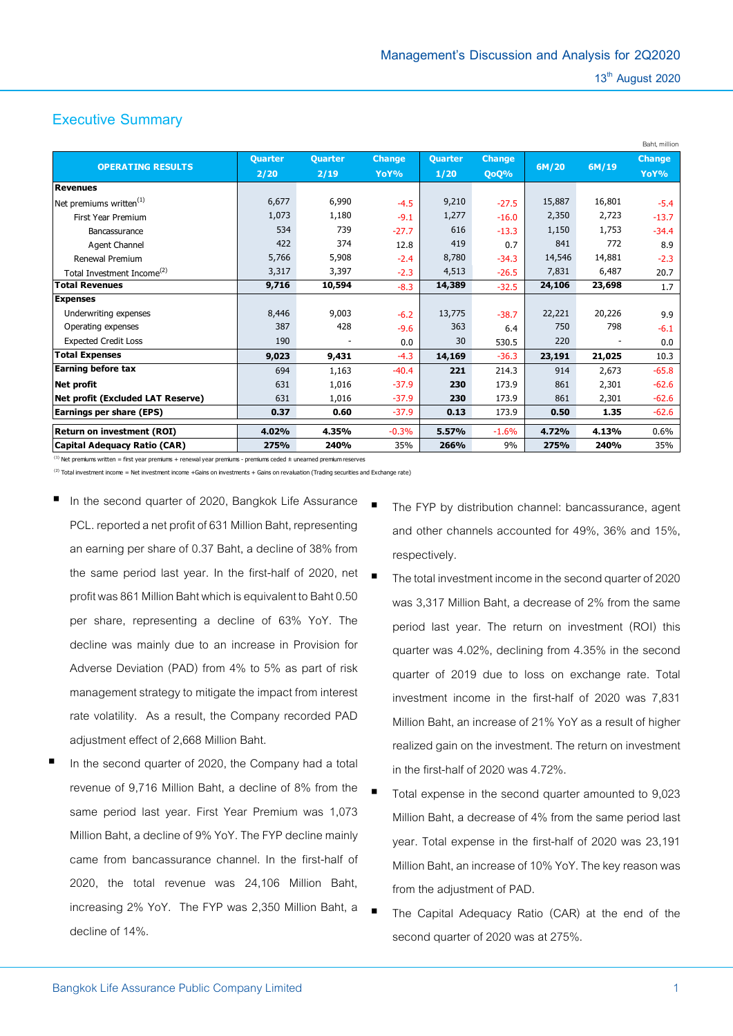# Executive Summary

Baht, million

| OPERATING RESULTS | Quarter 2/20 | Quarter 2/19 | Change YoY% | Quarter 1/20 | Change QoQ% | 6M/20 | 6M/19 | Change YoY% |
|---|---|---|---|---|---|---|---|---|
| **Revenues** | | | | | | | | |
| Net premiums written[1] | 6,677 | 6,990 | -4.5 | 9,210 | -27.5 | 15,887 | 16,801 | -5.4 |
| First Year Premium | 1,073 | 1,180 | -9.1 | 1,277 | -16.0 | 2,350 | 2,723 | -13.7 |
| Bancassurance | 534 | 739 | -27.7 | 616 | -13.3 | 1,150 | 1,753 | -34.4 |
| Agent Channel | 422 | 374 | 12.8 | 419 | 0.7 | 841 | 772 | 8.9 |
| Renewal Premium | 5,766 | 5,908 | -2.4 | 8,780 | -34.3 | 14,546 | 14,881 | -2.3 |
| Total Investment Income[2] | 3,317 | 3,397 | -2.3 | 4,513 | -26.5 | 7,831 | 6,487 | 20.7 |
| **Total Revenues** | **9,716** | **10,594** | -8.3 | **14,389** | -32.5 | **24,106** | **23,698** | 1.7 |
| **Expenses** | | | | | | | | |
| Underwriting expenses | 8,446 | 9,003 | -6.2 | 13,775 | -38.7 | 22,221 | 20,226 | 9.9 |
| Operating expenses | 387 | 428 | -9.6 | 363 | 6.4 | 750 | 798 | -6.1 |
| Expected Credit Loss | 190 | - | 0.0 | 30 | 530.5 | 220 | - | 0.0 |
| **Total Expenses** | **9,023** | **9,431** | -4.3 | **14,169** | -36.3 | **23,191** | **21,025** | 10.3 |
| **Earning before tax** | 694 | 1,163 | -40.4 | **221** | 214.3 | 914 | 2,673 | -65.8 |
| **Net profit** | 631 | 1,016 | -37.9 | **230** | 173.9 | 861 | 2,301 | -62.6 |
| **Net profit (Excluded LAT Reserve)** | 631 | 1,016 | -37.9 | **230** | 173.9 | 861 | 2,301 | -62.6 |
| **Earnings per share (EPS)** | **0.37** | **0.60** | -37.9 | **0.13** | 173.9 | **0.50** | **1.35** | -62.6 |
| **Return on investment (ROI)** | **4.02%** | **4.35%** | -0.3% | **5.57%** | -1.6% | **4.72%** | **4.13%** | 0.6% |
| **Capital Adequacy Ratio (CAR)** | **275%** | **240%** | 35% | **266%** | 9% | **275%** | **240%** | 35% |

(1) Net premiums written = first year premiums + renewal year premiums - premiums ceded ± unearned premium reserves

(2) Total investment income = Net investment income +Gains on investments + Gains on revaluation (Trading securities and Exchange rate)

- In the second quarter of 2020, Bangkok Life Assurance PCL. reported a net profit of 631 Million Baht, representing an earning per share of 0.37 Baht, a decline of 38% from the same period last year. In the first-half of 2020, net profit was 861 Million Baht which is equivalent to Baht 0.50 per share, representing a decline of 63% YoY. The decline was mainly due to an increase in Provision for Adverse Deviation (PAD) from 4% to 5% as part of risk management strategy to mitigate the impact from interest rate volatility. As a result, the Company recorded PAD adjustment effect of 2,668 Million Baht.
- In the second quarter of 2020, the Company had a total revenue of 9,716 Million Baht, a decline of 8% from the same period last year. First Year Premium was 1,073 Million Baht, a decline of 9% YoY. The FYP decline mainly came from bancassurance channel. In the first-half of 2020, the total revenue was 24,106 Million Baht, increasing 2% YoY. The FYP was 2,350 Million Baht, a decline of 14%.
- The FYP by distribution channel: bancassurance, agent and other channels accounted for 49%, 36% and 15%, respectively.
- The total investment income in the second quarter of 2020 was 3,317 Million Baht, a decrease of 2% from the same period last year. The return on investment (ROI) this quarter was 4.02%, declining from 4.35% in the second quarter of 2019 due to loss on exchange rate. Total investment income in the first-half of 2020 was 7,831 Million Baht, an increase of 21% YoY as a result of higher realized gain on the investment. The return on investment in the first-half of 2020 was 4.72%.
- Total expense in the second quarter amounted to 9,023 Million Baht, a decrease of 4% from the same period last year. Total expense in the first-half of 2020 was 23,191 Million Baht, an increase of 10% YoY. The key reason was from the adjustment of PAD.
- The Capital Adequacy Ratio (CAR) at the end of the second quarter of 2020 was at 275%.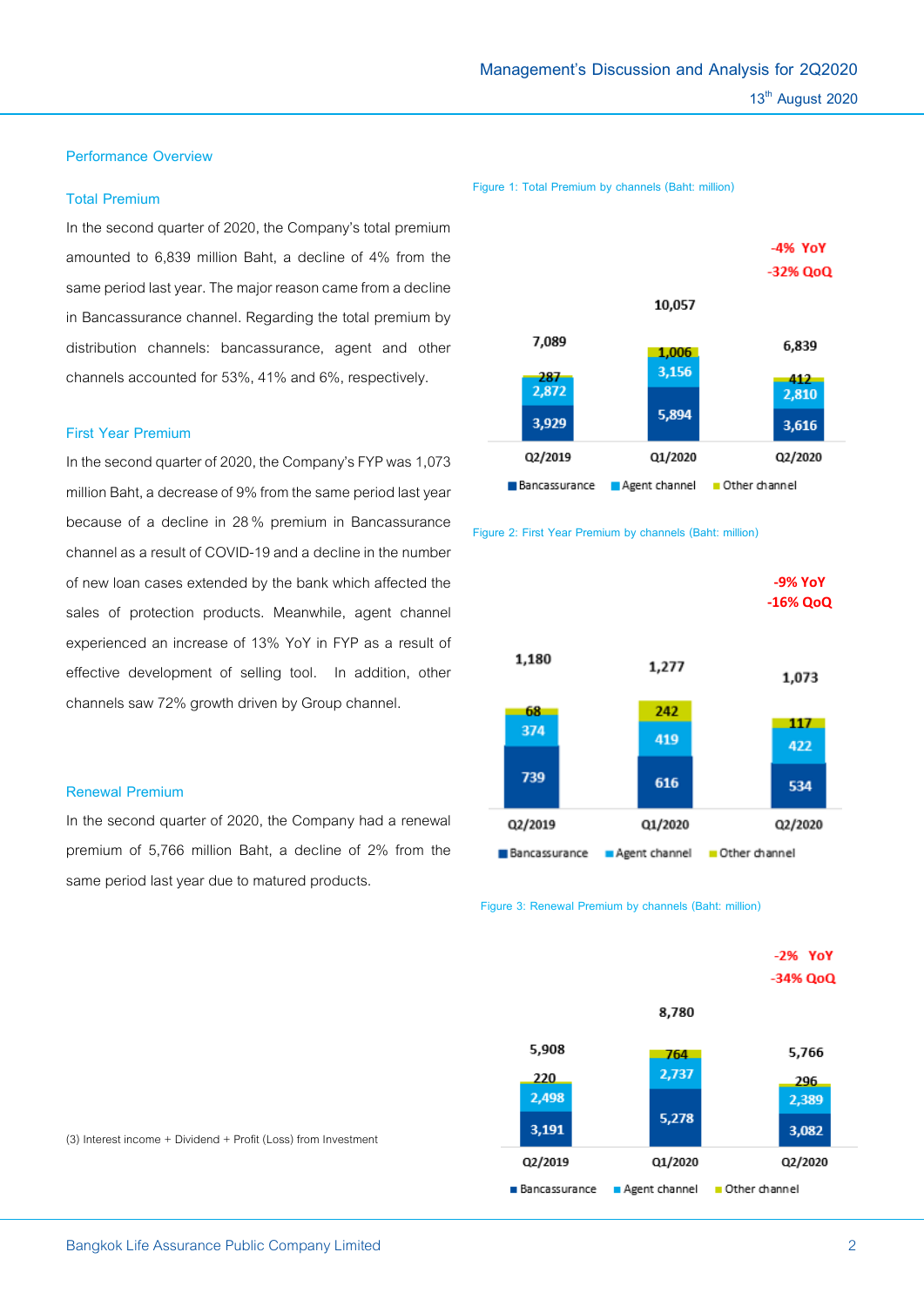## Performance Overview

### Total Premium

In the second quarter of 2020, the Company's total premium amounted to 6,839 million Baht, a decline of 4% from the same period last year. The major reason came from a decline in Bancassurance channel. Regarding the total premium by distribution channels: bancassurance, agent and other channels accounted for 53%, 41% and 6%, respectively.

Figure 1: Total Premium by channels (Baht: million)

| | Q2/2019 | Q1/2020 | Q2/2020 |
|---|---|---|---|
| Bancassurance | 3,929 | 5,894 | 3,616 |
| Agent channel | 2,872 | 3,156 | 2,810 |
| Other channel | 287 | 1,006 | 412 |
| Total | 7,089 | 10,057 | 6,839 |

-4% YoY
-32% QoQ

### First Year Premium

In the second quarter of 2020, the Company's FYP was 1,073 million Baht, a decrease of 9% from the same period last year because of a decline in 28% premium in Bancassurance channel as a result of COVID-19 and a decline in the number of new loan cases extended by the bank which affected the sales of protection products. Meanwhile, agent channel experienced an increase of 13% YoY in FYP as a result of effective development of selling tool. In addition, other channels saw 72% growth driven by Group channel.

Figure 2: First Year Premium by channels (Baht: million)

| | Q2/2019 | Q1/2020 | Q2/2020 |
|---|---|---|---|
| Bancassurance | 739 | 616 | 534 |
| Agent channel | 374 | 419 | 422 |
| Other channel | 68 | 242 | 117 |
| Total | 1,180 | 1,277 | 1,073 |

-9% YoY
-16% QoQ

### Renewal Premium

In the second quarter of 2020, the Company had a renewal premium of 5,766 million Baht, a decline of 2% from the same period last year due to matured products.

Figure 3: Renewal Premium by channels (Baht: million)

| | Q2/2019 | Q1/2020 | Q2/2020 |
|---|---|---|---|
| Bancassurance | 3,191 | 5,278 | 3,082 |
| Agent channel | 2,498 | 2,737 | 2,389 |
| Other channel | 220 | 764 | 296 |
| Total | 5,908 | 8,780 | 5,766 |

-2% YoY
-34% QoQ

(3) Interest income + Dividend + Profit (Loss) from Investment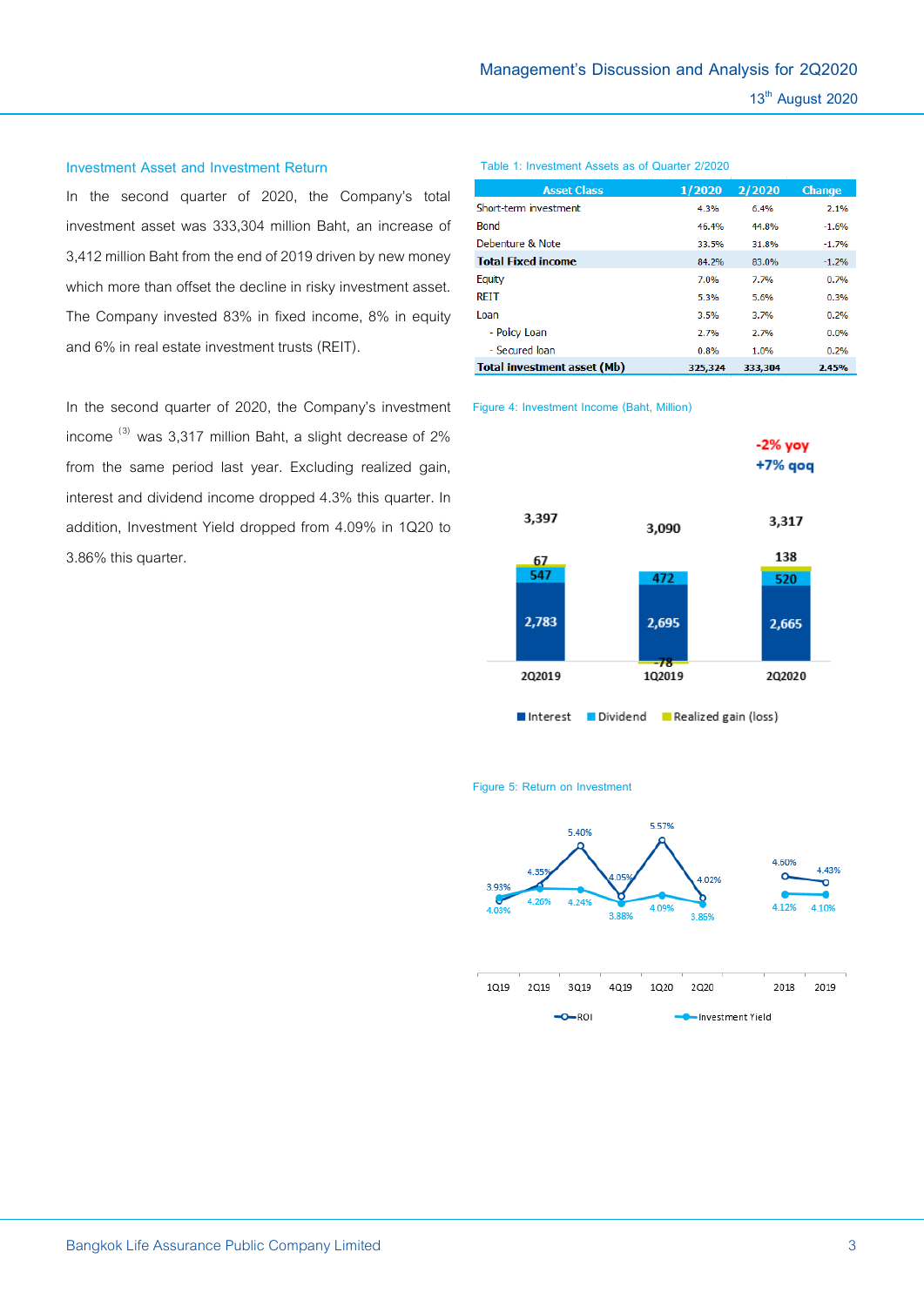## Investment Asset and Investment Return

In the second quarter of 2020, the Company's total investment asset was 333,304 million Baht, an increase of 3,412 million Baht from the end of 2019 driven by new money which more than offset the decline in risky investment asset. The Company invested 83% in fixed income, 8% in equity and 6% in real estate investment trusts (REIT).

In the second quarter of 2020, the Company's investment income [3] was 3,317 million Baht, a slight decrease of 2% from the same period last year. Excluding realized gain, interest and dividend income dropped 4.3% this quarter. In addition, Investment Yield dropped from 4.09% in 1Q20 to 3.86% this quarter.

Table 1: Investment Assets as of Quarter 2/2020

| Asset Class | 1/2020 | 2/2020 | Change |
|---|---|---|---|
| Short-term investment | 4.3% | 6.4% | 2.1% |
| Bond | 46.4% | 44.8% | -1.6% |
| Debenture & Note | 33.5% | 31.8% | -1.7% |
| **Total Fixed income** | 84.2% | 83.0% | -1.2% |
| Equity | 7.0% | 7.7% | 0.7% |
| REIT | 5.3% | 5.6% | 0.3% |
| Loan | 3.5% | 3.7% | 0.2% |
| - Policy Loan | 2.7% | 2.7% | 0.0% |
| - Secured loan | 0.8% | 1.0% | 0.2% |
| **Total investment asset (Mb)** | 325,324 | 333,304 | 2.45% |

Figure 4: Investment Income (Baht, Million)

| | 2Q2019 | 1Q2019 | 2Q2020 |
|---|---|---|---|
| Interest | 2,783 | 2,695 | 2,665 |
| Dividend | 547 | 472 | 520 |
| Realized gain (loss) | 67 | -78 | 138 |
| Total | 3,397 | 3,090 | 3,317 |

-2% yoy
+7% qoq

Figure 5: Return on Investment

| | 1Q19 | 2Q19 | 3Q19 | 4Q19 | 1Q20 | 2Q20 | 2018 | 2019 |
|---|---|---|---|---|---|---|---|---|
| ROI | 3.93% | 4.35% | 5.40% | 4.05% | 5.57% | 4.02% | 4.60% | 4.43% |
| Investment Yield | 4.03% | 4.26% | 4.24% | 3.88% | 4.09% | 3.86% | 4.12% | 4.10% |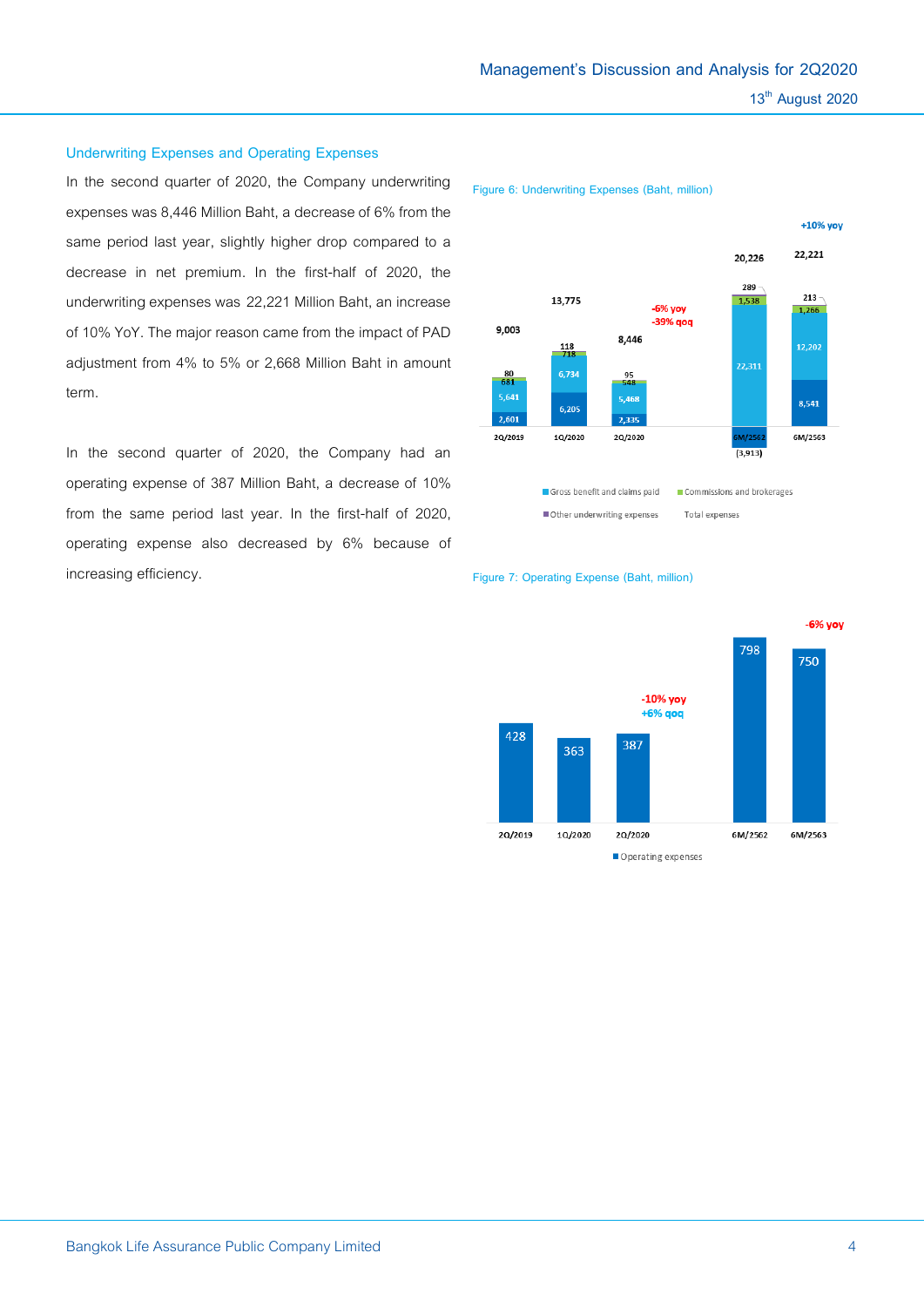### Underwriting Expenses and Operating Expenses

In the second quarter of 2020, the Company underwriting expenses was 8,446 Million Baht, a decrease of 6% from the same period last year, slightly higher drop compared to a decrease in net premium. In the first-half of 2020, the underwriting expenses was 22,221 Million Baht, an increase of 10% YoY. The major reason came from the impact of PAD adjustment from 4% to 5% or 2,668 Million Baht in amount term.

In the second quarter of 2020, the Company had an operating expense of 387 Million Baht, a decrease of 10% from the same period last year. In the first-half of 2020, operating expense also decreased by 6% because of increasing efficiency.

Figure 6: Underwriting Expenses (Baht, million)

| | 2Q/2019 | 1Q/2020 | 2Q/2020 | 6M/2562 | 6M/2563 |
|---|---|---|---|---|---|
| Gross benefit and claims paid | 5,641 | 6,734 | 5,468 | 22,311 | 12,202 |
| Commissions and brokerages | 681 | 718 | 548 | 1,538 | 1,266 |
| Other underwriting expenses | 80 | 118 | 95 | 289 | 213 |
| (other component) | 2,601 | 6,205 | 2,335 | (3,913) | 8,541 |
| Total expenses | 9,003 | 13,775 | 8,446 | 20,226 | 22,221 |

2Q/2020: -6% yoy, -39% qoq; 6M/2563: +10% yoy

Figure 7: Operating Expense (Baht, million)

| | 2Q/2019 | 1Q/2020 | 2Q/2020 | 6M/2562 | 6M/2563 |
|---|---|---|---|---|---|
| Operating expenses | 428 | 363 | 387 | 798 | 750 |

2Q/2020: -10% yoy, +6% qoq; 6M/2563: -6% yoy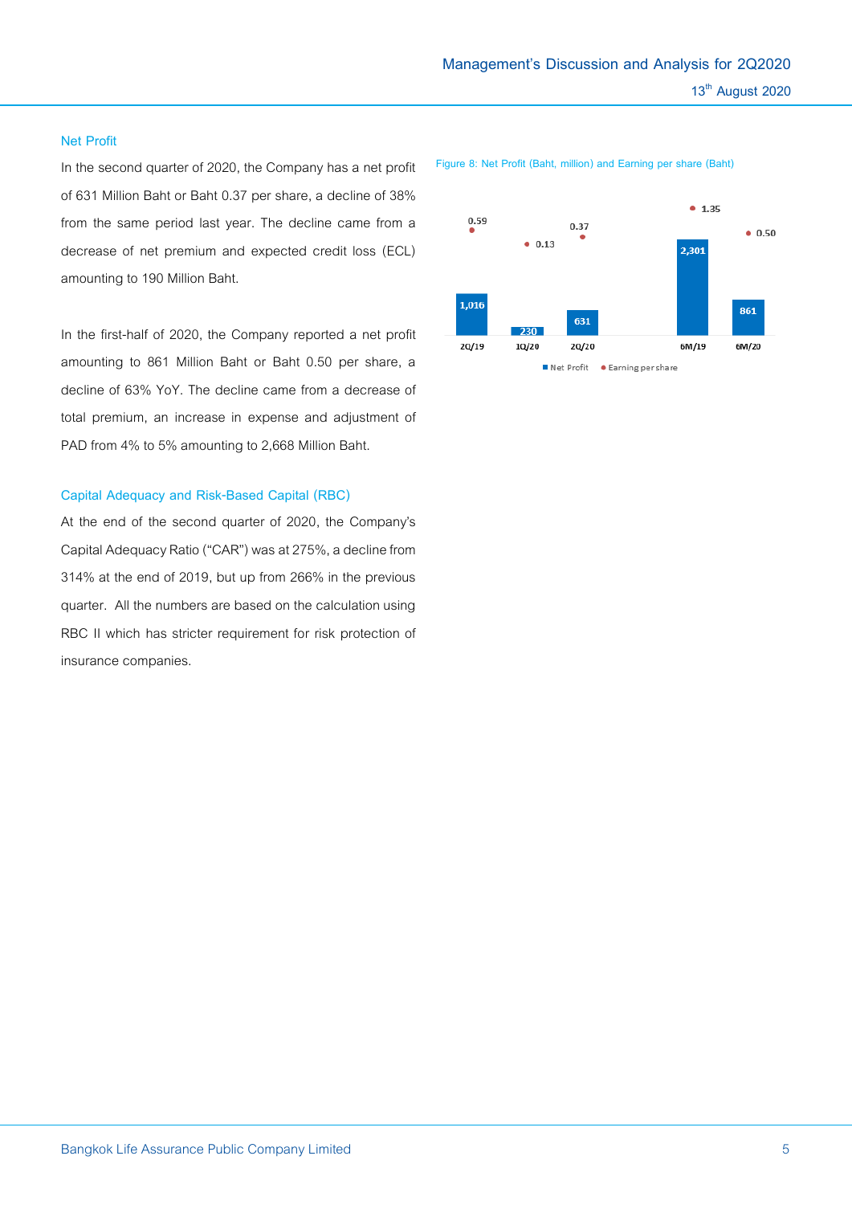## Net Profit

In the second quarter of 2020, the Company has a net profit of 631 Million Baht or Baht 0.37 per share, a decline of 38% from the same period last year. The decline came from a decrease of net premium and expected credit loss (ECL) amounting to 190 Million Baht.

In the first-half of 2020, the Company reported a net profit amounting to 861 Million Baht or Baht 0.50 per share, a decline of 63% YoY. The decline came from a decrease of total premium, an increase in expense and adjustment of PAD from 4% to 5% amounting to 2,668 Million Baht.

Figure 8: Net Profit (Baht, million) and Earning per share (Baht)

| | 2Q/19 | 1Q/20 | 2Q/20 | 6M/19 | 6M/20 |
|---|---|---|---|---|---|
| Net Profit | 1,016 | 230 | 631 | 2,301 | 861 |
| Earning per share | 0.59 | 0.13 | 0.37 | 1.35 | 0.50 |

## Capital Adequacy and Risk-Based Capital (RBC)

At the end of the second quarter of 2020, the Company's Capital Adequacy Ratio ("CAR") was at 275%, a decline from 314% at the end of 2019, but up from 266% in the previous quarter. All the numbers are based on the calculation using RBC II which has stricter requirement for risk protection of insurance companies.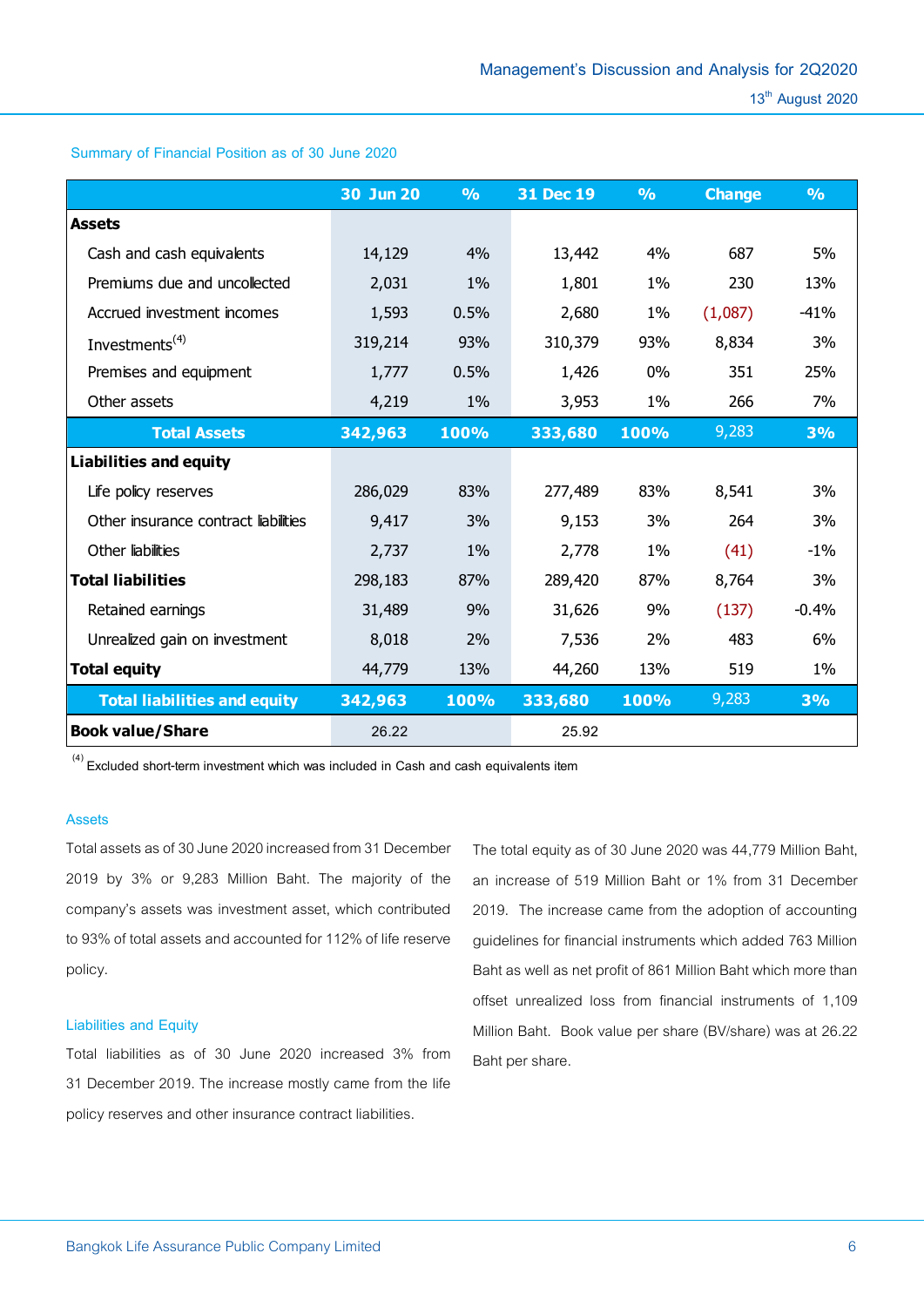## Summary of Financial Position as of 30 June 2020

| | 30 Jun 20 | % | 31 Dec 19 | % | Change | % |
|---|---|---|---|---|---|---|
| **Assets** | | | | | | |
| Cash and cash equivalents | 14,129 | 4% | 13,442 | 4% | 687 | 5% |
| Premiums due and uncollected | 2,031 | 1% | 1,801 | 1% | 230 | 13% |
| Accrued investment incomes | 1,593 | 0.5% | 2,680 | 1% | (1,087) | -41% |
| Investments[4] | 319,214 | 93% | 310,379 | 93% | 8,834 | 3% |
| Premises and equipment | 1,777 | 0.5% | 1,426 | 0% | 351 | 25% |
| Other assets | 4,219 | 1% | 3,953 | 1% | 266 | 7% |
| **Total Assets** | **342,963** | **100%** | **333,680** | **100%** | 9,283 | **3%** |
| **Liabilities and equity** | | | | | | |
| Life policy reserves | 286,029 | 83% | 277,489 | 83% | 8,541 | 3% |
| Other insurance contract liabilities | 9,417 | 3% | 9,153 | 3% | 264 | 3% |
| Other liabilities | 2,737 | 1% | 2,778 | 1% | (41) | -1% |
| **Total liabilities** | 298,183 | 87% | 289,420 | 87% | 8,764 | 3% |
| Retained earnings | 31,489 | 9% | 31,626 | 9% | (137) | -0.4% |
| Unrealized gain on investment | 8,018 | 2% | 7,536 | 2% | 483 | 6% |
| **Total equity** | 44,779 | 13% | 44,260 | 13% | 519 | 1% |
| **Total liabilities and equity** | **342,963** | **100%** | **333,680** | **100%** | 9,283 | **3%** |
| **Book value/Share** | 26.22 | | 25.92 | | | |

[4] Excluded short-term investment which was included in Cash and cash equivalents item

### Assets

Total assets as of 30 June 2020 increased from 31 December 2019 by 3% or 9,283 Million Baht. The majority of the company's assets was investment asset, which contributed to 93% of total assets and accounted for 112% of life reserve policy.

### Liabilities and Equity

Total liabilities as of 30 June 2020 increased 3% from 31 December 2019. The increase mostly came from the life policy reserves and other insurance contract liabilities.

The total equity as of 30 June 2020 was 44,779 Million Baht, an increase of 519 Million Baht or 1% from 31 December 2019. The increase came from the adoption of accounting guidelines for financial instruments which added 763 Million Baht as well as net profit of 861 Million Baht which more than offset unrealized loss from financial instruments of 1,109 Million Baht. Book value per share (BV/share) was at 26.22 Baht per share.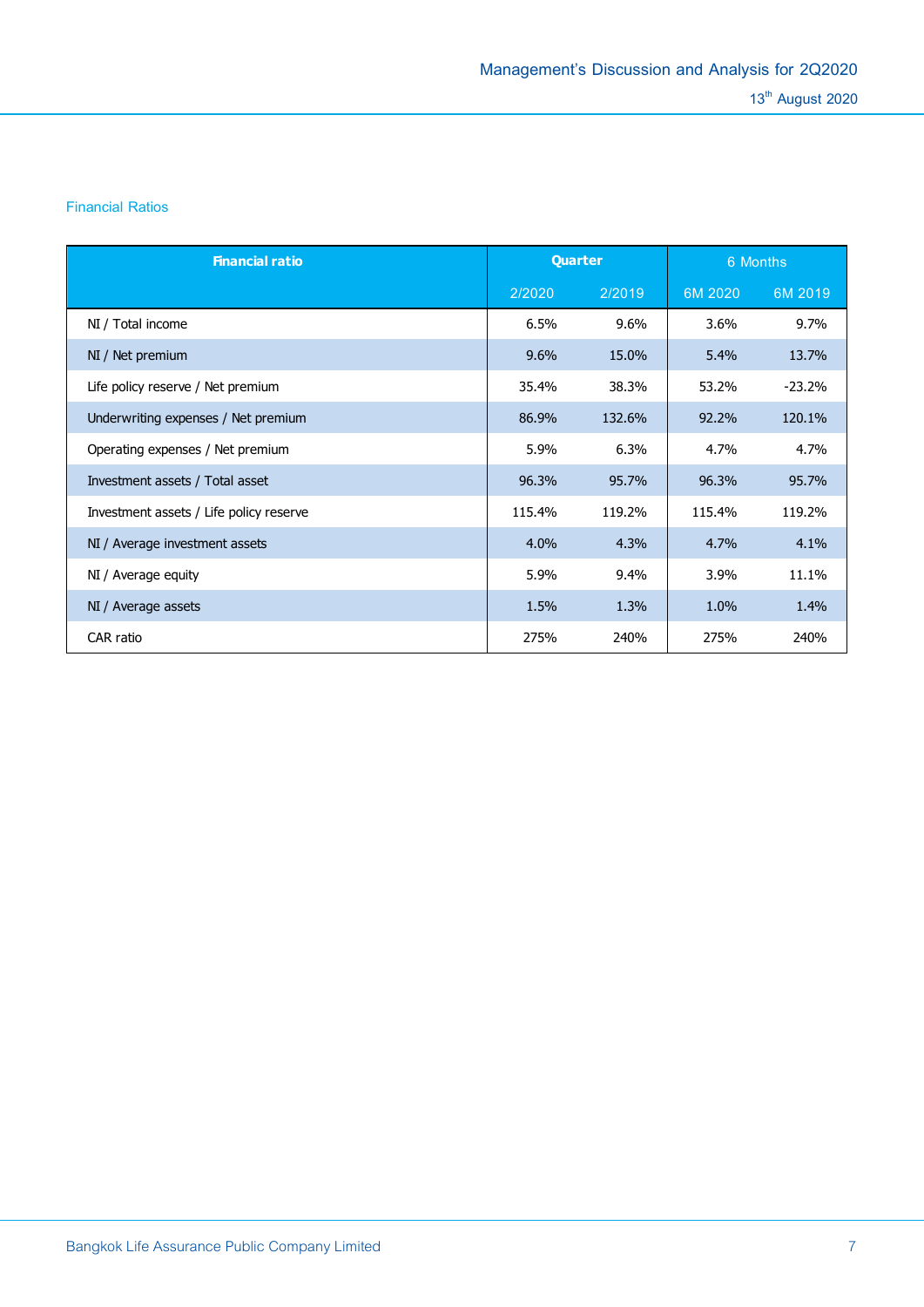## Financial Ratios

| Financial ratio | Quarter | | 6 Months | |
|---|---|---|---|---|
| | 2/2020 | 2/2019 | 6M 2020 | 6M 2019 |
| NI / Total income | 6.5% | 9.6% | 3.6% | 9.7% |
| NI / Net premium | 9.6% | 15.0% | 5.4% | 13.7% |
| Life policy reserve / Net premium | 35.4% | 38.3% | 53.2% | -23.2% |
| Underwriting expenses / Net premium | 86.9% | 132.6% | 92.2% | 120.1% |
| Operating expenses / Net premium | 5.9% | 6.3% | 4.7% | 4.7% |
| Investment assets / Total asset | 96.3% | 95.7% | 96.3% | 95.7% |
| Investment assets / Life policy reserve | 115.4% | 119.2% | 115.4% | 119.2% |
| NI / Average investment assets | 4.0% | 4.3% | 4.7% | 4.1% |
| NI / Average equity | 5.9% | 9.4% | 3.9% | 11.1% |
| NI / Average assets | 1.5% | 1.3% | 1.0% | 1.4% |
| CAR ratio | 275% | 240% | 275% | 240% |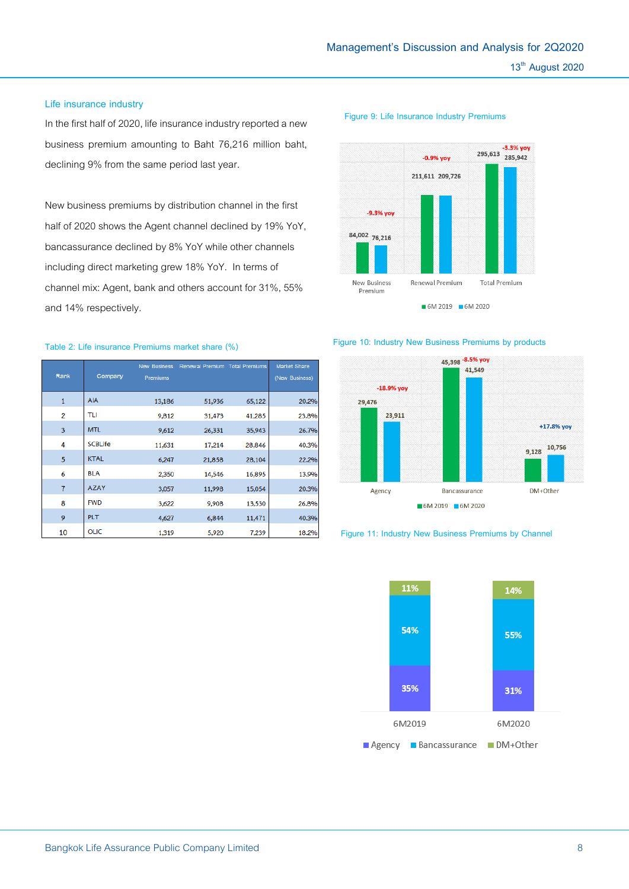## Life insurance industry

In the first half of 2020, life insurance industry reported a new business premium amounting to Baht 76,216 million baht, declining 9% from the same period last year.

New business premiums by distribution channel in the first half of 2020 shows the Agent channel declined by 19% YoY, bancassurance declined by 8% YoY while other channels including direct marketing grew 18% YoY. In terms of channel mix: Agent, bank and others account for 31%, 55% and 14% respectively.

Figure 9: Life Insurance Industry Premiums

-9.3% yoy
84,002
76,216
New Business Premium

-0.9% yoy
211,611
209,726
Renewal Premium

-3.3% yoy
295,613
285,942
Total Premium

6M 2019
6M 2020

Table 2: Life insurance Premiums market share (%)

| Rank | Company | New Business Premiums | Renewal Premium | Total Premiums | Market Share (New Business) |
|---|---|---|---|---|---|
| 1 | AIA | 13,186 | 51,936 | 65,122 | 20.2% |
| 2 | TLI | 9,812 | 31,473 | 41,285 | 23.8% |
| 3 | MTL | 9,612 | 26,331 | 35,943 | 26.7% |
| 4 | SCBLife | 11,631 | 17,214 | 28,846 | 40.3% |
| 5 | KTAL | 6,247 | 21,858 | 28,104 | 22.2% |
| 6 | BLA | 2,350 | 14,546 | 16,895 | 13.9% |
| 7 | AZAY | 3,057 | 11,998 | 15,054 | 20.3% |
| 8 | FWD | 3,622 | 9,908 | 13,530 | 26.8% |
| 9 | PLT | 4,627 | 6,844 | 11,471 | 40.3% |
| 10 | OLIC | 1,319 | 5,920 | 7,239 | 18.2% |

Figure 10: Industry New Business Premiums by products

-18.9% yoy
29,476
23,911
Agency

-8.5% yoy
45,398
41,549
Bancassurance

+17.8% yoy
9,128
10,756
DM+Other

6M 2019
6M 2020

Figure 11: Industry New Business Premiums by Channel

6M2019: 35%, 54%, 11%

6M2020: 31%, 55%, 14%

Agency
Bancassurance
DM+Other